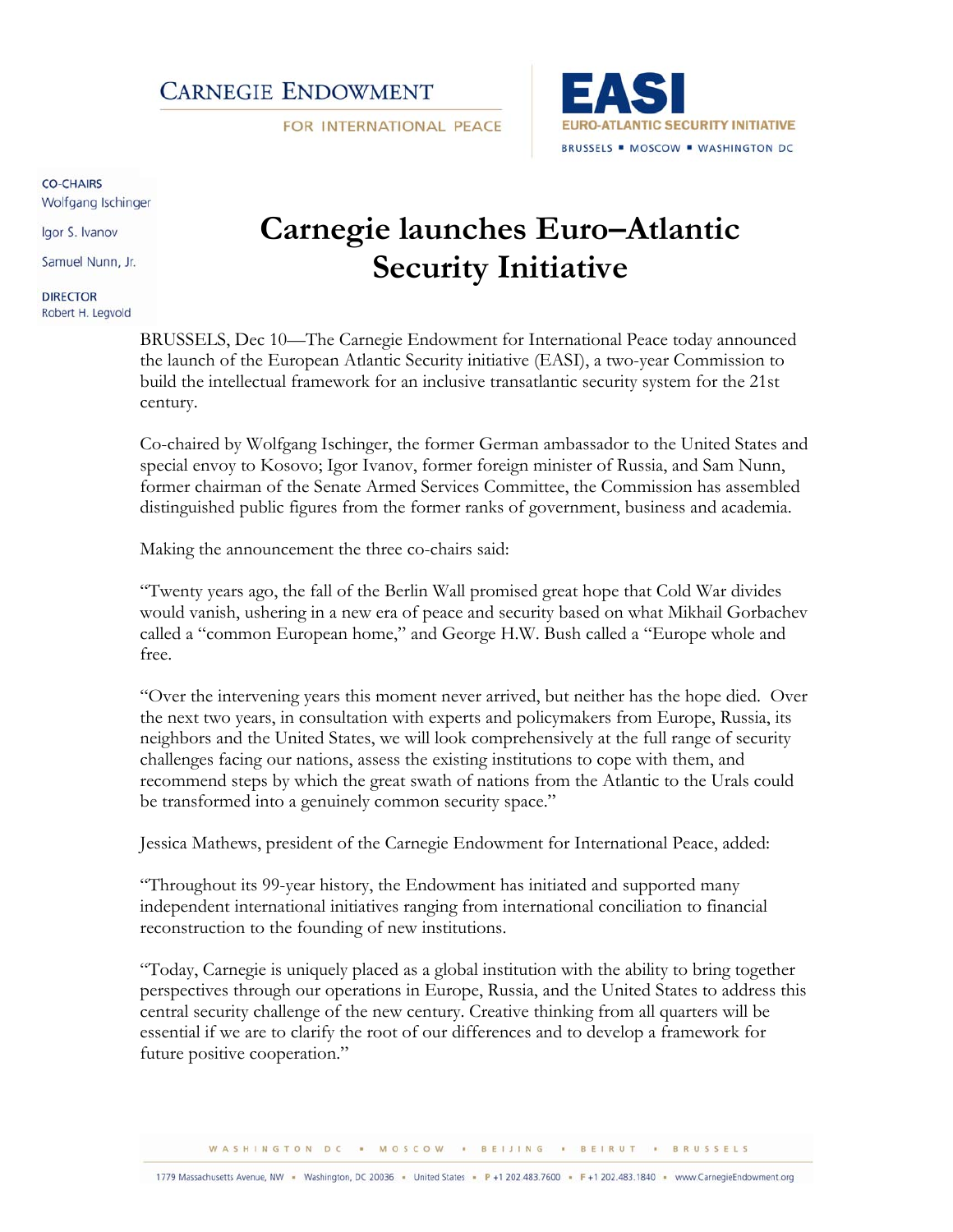CARNEGIE ENDOWMENT
FOR INTERNATIONAL PEACE

EASI
EURO-ATLANTIC SECURITY INITIATIVE
BRUSSELS ▪ MOSCOW ▪ WASHINGTON DC

**CO-CHAIRS**
Wolfgang Ischinger
Igor S. Ivanov
Samuel Nunn, Jr.

**DIRECTOR**
Robert H. Legvold

# Carnegie launches Euro–Atlantic Security Initiative

BRUSSELS, Dec 10—The Carnegie Endowment for International Peace today announced the launch of the European Atlantic Security initiative (EASI), a two-year Commission to build the intellectual framework for an inclusive transatlantic security system for the 21st century.

Co-chaired by Wolfgang Ischinger, the former German ambassador to the United States and special envoy to Kosovo; Igor Ivanov, former foreign minister of Russia, and Sam Nunn, former chairman of the Senate Armed Services Committee, the Commission has assembled distinguished public figures from the former ranks of government, business and academia.

Making the announcement the three co-chairs said:

"Twenty years ago, the fall of the Berlin Wall promised great hope that Cold War divides would vanish, ushering in a new era of peace and security based on what Mikhail Gorbachev called a "common European home," and George H.W. Bush called a "Europe whole and free.

"Over the intervening years this moment never arrived, but neither has the hope died. Over the next two years, in consultation with experts and policymakers from Europe, Russia, its neighbors and the United States, we will look comprehensively at the full range of security challenges facing our nations, assess the existing institutions to cope with them, and recommend steps by which the great swath of nations from the Atlantic to the Urals could be transformed into a genuinely common security space."

Jessica Mathews, president of the Carnegie Endowment for International Peace, added:

"Throughout its 99-year history, the Endowment has initiated and supported many independent international initiatives ranging from international conciliation to financial reconstruction to the founding of new institutions.

"Today, Carnegie is uniquely placed as a global institution with the ability to bring together perspectives through our operations in Europe, Russia, and the United States to address this central security challenge of the new century. Creative thinking from all quarters will be essential if we are to clarify the root of our differences and to develop a framework for future positive cooperation."

WASHINGTON DC ▪ MOSCOW ▪ BEIJING ▪ BEIRUT ▪ BRUSSELS

1779 Massachusetts Avenue, NW ▪ Washington, DC 20036 ▪ United States ▪ P +1 202.483.7600 ▪ F +1 202.483.1840 ▪ www.CarnegieEndowment.org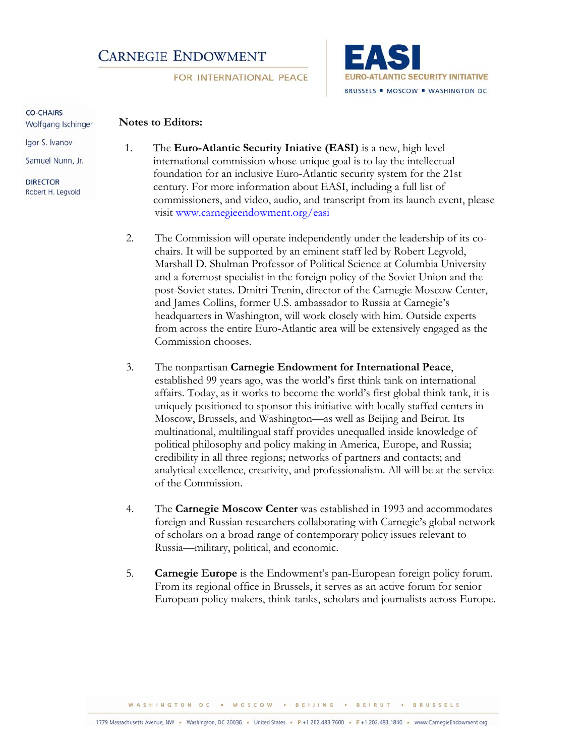CARNEGIE ENDOWMENT FOR INTERNATIONAL PEACE

EASI EURO-ATLANTIC SECURITY INITIATIVE

BRUSSELS ▪ MOSCOW ▪ WASHINGTON DC

CO-CHAIRS
Wolfgang Ischinger
Igor S. Ivanov
Samuel Nunn, Jr.

DIRECTOR
Robert H. Legvold

**Notes to Editors:**

1. The **Euro-Atlantic Security Iniative (EASI)** is a new, high level international commission whose unique goal is to lay the intellectual foundation for an inclusive Euro-Atlantic security system for the 21st century. For more information about EASI, including a full list of commissioners, and video, audio, and transcript from its launch event, please visit www.carnegieendowment.org/easi

2. The Commission will operate independently under the leadership of its co-chairs. It will be supported by an eminent staff led by Robert Legvold, Marshall D. Shulman Professor of Political Science at Columbia University and a foremost specialist in the foreign policy of the Soviet Union and the post-Soviet states. Dmitri Trenin, director of the Carnegie Moscow Center, and James Collins, former U.S. ambassador to Russia at Carnegie's headquarters in Washington, will work closely with him. Outside experts from across the entire Euro-Atlantic area will be extensively engaged as the Commission chooses.

3. The nonpartisan **Carnegie Endowment for International Peace**, established 99 years ago, was the world's first think tank on international affairs. Today, as it works to become the world's first global think tank, it is uniquely positioned to sponsor this initiative with locally staffed centers in Moscow, Brussels, and Washington—as well as Beijing and Beirut. Its multinational, multilingual staff provides unequalled inside knowledge of political philosophy and policy making in America, Europe, and Russia; credibility in all three regions; networks of partners and contacts; and analytical excellence, creativity, and professionalism. All will be at the service of the Commission.

4. The **Carnegie Moscow Center** was established in 1993 and accommodates foreign and Russian researchers collaborating with Carnegie's global network of scholars on a broad range of contemporary policy issues relevant to Russia—military, political, and economic.

5. **Carnegie Europe** is the Endowment's pan-European foreign policy forum. From its regional office in Brussels, it serves as an active forum for senior European policy makers, think-tanks, scholars and journalists across Europe.

WASHINGTON DC ▪ MOSCOW ▪ BEIJING ▪ BEIRUT ▪ BRUSSELS

1779 Massachusetts Avenue, NW ▪ Washington, DC 20036 ▪ United States ▪ P +1 202.483.7600 ▪ F +1 202.483.1840 ▪ www.CarnegieEndowment.org